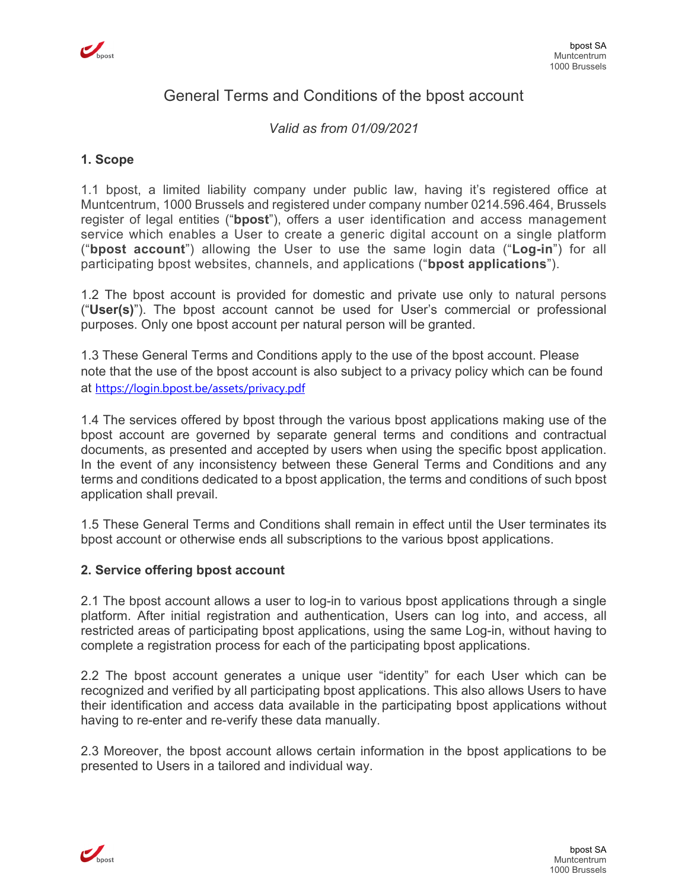# General Terms and Conditions of the bpost account

*Valid as from 01/09/2021*

## 1. Scope

1.1 bpost, a limited liability company under public law, having it's registered office at Muntcentrum, 1000 Brussels and registered under company number 0214.596.464, Brussels register of legal entities ("**bpost**"), offers a user identification and access management service which enables a User to create a generic digital account on a single platform ("**bpost account**") allowing the User to use the same login data ("**Log-in**") for all participating bpost websites, channels, and applications ("**bpost applications**").

1.2 The bpost account is provided for domestic and private use only to natural persons ("**User(s)**"). The bpost account cannot be used for User's commercial or professional purposes. Only one bpost account per natural person will be granted.

1.3 These General Terms and Conditions apply to the use of the bpost account. Please note that the use of the bpost account is also subject to a privacy policy which can be found at https://login.bpost.be/assets/privacy.pdf

1.4 The services offered by bpost through the various bpost applications making use of the bpost account are governed by separate general terms and conditions and contractual documents, as presented and accepted by users when using the specific bpost application. In the event of any inconsistency between these General Terms and Conditions and any terms and conditions dedicated to a bpost application, the terms and conditions of such bpost application shall prevail.

1.5 These General Terms and Conditions shall remain in effect until the User terminates its bpost account or otherwise ends all subscriptions to the various bpost applications.

## 2. Service offering bpost account

2.1 The bpost account allows a user to log-in to various bpost applications through a single platform. After initial registration and authentication, Users can log into, and access, all restricted areas of participating bpost applications, using the same Log-in, without having to complete a registration process for each of the participating bpost applications.

2.2 The bpost account generates a unique user "identity" for each User which can be recognized and verified by all participating bpost applications. This also allows Users to have their identification and access data available in the participating bpost applications without having to re-enter and re-verify these data manually.

2.3 Moreover, the bpost account allows certain information in the bpost applications to be presented to Users in a tailored and individual way.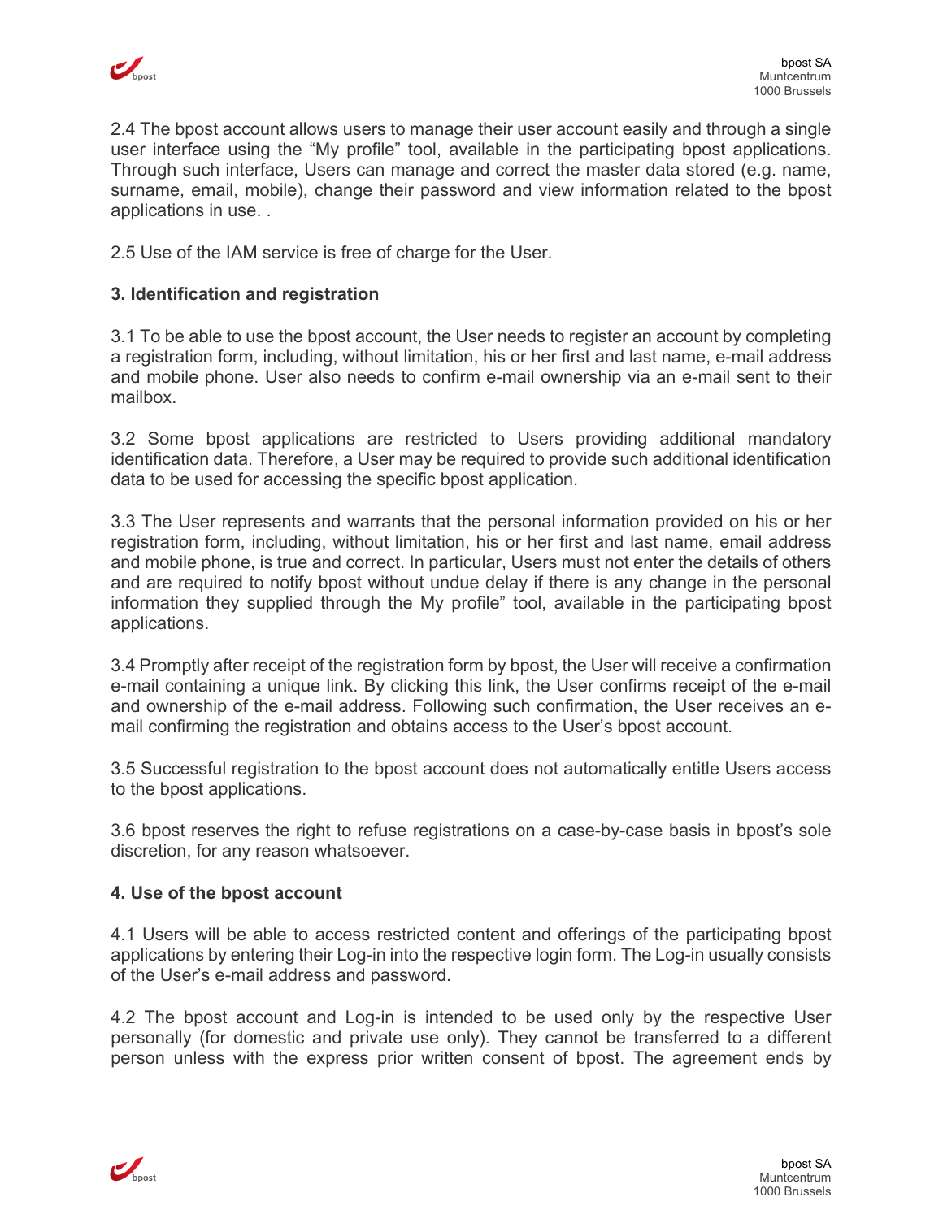2.4 The bpost account allows users to manage their user account easily and through a single user interface using the "My profile" tool, available in the participating bpost applications. Through such interface, Users can manage and correct the master data stored (e.g. name, surname, email, mobile), change their password and view information related to the bpost applications in use. .

2.5 Use of the IAM service is free of charge for the User.

**3. Identification and registration**

3.1 To be able to use the bpost account, the User needs to register an account by completing a registration form, including, without limitation, his or her first and last name, e-mail address and mobile phone. User also needs to confirm e-mail ownership via an e-mail sent to their mailbox.

3.2 Some bpost applications are restricted to Users providing additional mandatory identification data. Therefore, a User may be required to provide such additional identification data to be used for accessing the specific bpost application.

3.3 The User represents and warrants that the personal information provided on his or her registration form, including, without limitation, his or her first and last name, email address and mobile phone, is true and correct. In particular, Users must not enter the details of others and are required to notify bpost without undue delay if there is any change in the personal information they supplied through the My profile" tool, available in the participating bpost applications.

3.4 Promptly after receipt of the registration form by bpost, the User will receive a confirmation e-mail containing a unique link. By clicking this link, the User confirms receipt of the e-mail and ownership of the e-mail address. Following such confirmation, the User receives an e-mail confirming the registration and obtains access to the User's bpost account.

3.5 Successful registration to the bpost account does not automatically entitle Users access to the bpost applications.

3.6 bpost reserves the right to refuse registrations on a case-by-case basis in bpost's sole discretion, for any reason whatsoever.

**4. Use of the bpost account**

4.1 Users will be able to access restricted content and offerings of the participating bpost applications by entering their Log-in into the respective login form. The Log-in usually consists of the User's e-mail address and password.

4.2 The bpost account and Log-in is intended to be used only by the respective User personally (for domestic and private use only). They cannot be transferred to a different person unless with the express prior written consent of bpost. The agreement ends by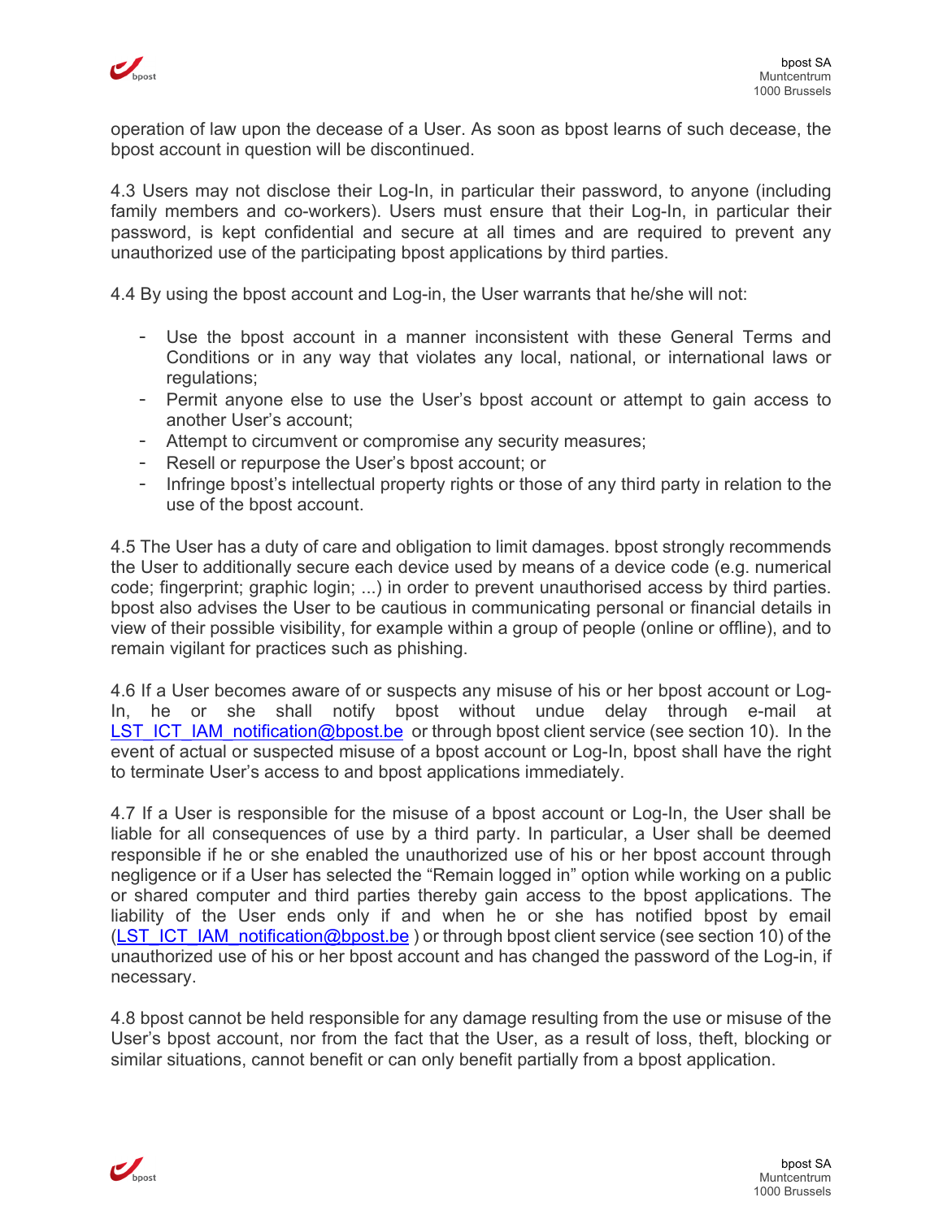operation of law upon the decease of a User. As soon as bpost learns of such decease, the bpost account in question will be discontinued.

4.3 Users may not disclose their Log-In, in particular their password, to anyone (including family members and co-workers). Users must ensure that their Log-In, in particular their password, is kept confidential and secure at all times and are required to prevent any unauthorized use of the participating bpost applications by third parties.

4.4 By using the bpost account and Log-in, the User warrants that he/she will not:

- Use the bpost account in a manner inconsistent with these General Terms and Conditions or in any way that violates any local, national, or international laws or regulations;
- Permit anyone else to use the User's bpost account or attempt to gain access to another User's account;
- Attempt to circumvent or compromise any security measures;
- Resell or repurpose the User's bpost account; or
- Infringe bpost's intellectual property rights or those of any third party in relation to the use of the bpost account.

4.5 The User has a duty of care and obligation to limit damages. bpost strongly recommends the User to additionally secure each device used by means of a device code (e.g. numerical code; fingerprint; graphic login; ...) in order to prevent unauthorised access by third parties. bpost also advises the User to be cautious in communicating personal or financial details in view of their possible visibility, for example within a group of people (online or offline), and to remain vigilant for practices such as phishing.

4.6 If a User becomes aware of or suspects any misuse of his or her bpost account or Log-In, he or she shall notify bpost without undue delay through e-mail at LST_ICT_IAM_notification@bpost.be or through bpost client service (see section 10). In the event of actual or suspected misuse of a bpost account or Log-In, bpost shall have the right to terminate User's access to and bpost applications immediately.

4.7 If a User is responsible for the misuse of a bpost account or Log-In, the User shall be liable for all consequences of use by a third party. In particular, a User shall be deemed responsible if he or she enabled the unauthorized use of his or her bpost account through negligence or if a User has selected the "Remain logged in" option while working on a public or shared computer and third parties thereby gain access to the bpost applications. The liability of the User ends only if and when he or she has notified bpost by email (LST_ICT_IAM_notification@bpost.be ) or through bpost client service (see section 10) of the unauthorized use of his or her bpost account and has changed the password of the Log-in, if necessary.

4.8 bpost cannot be held responsible for any damage resulting from the use or misuse of the User's bpost account, nor from the fact that the User, as a result of loss, theft, blocking or similar situations, cannot benefit or can only benefit partially from a bpost application.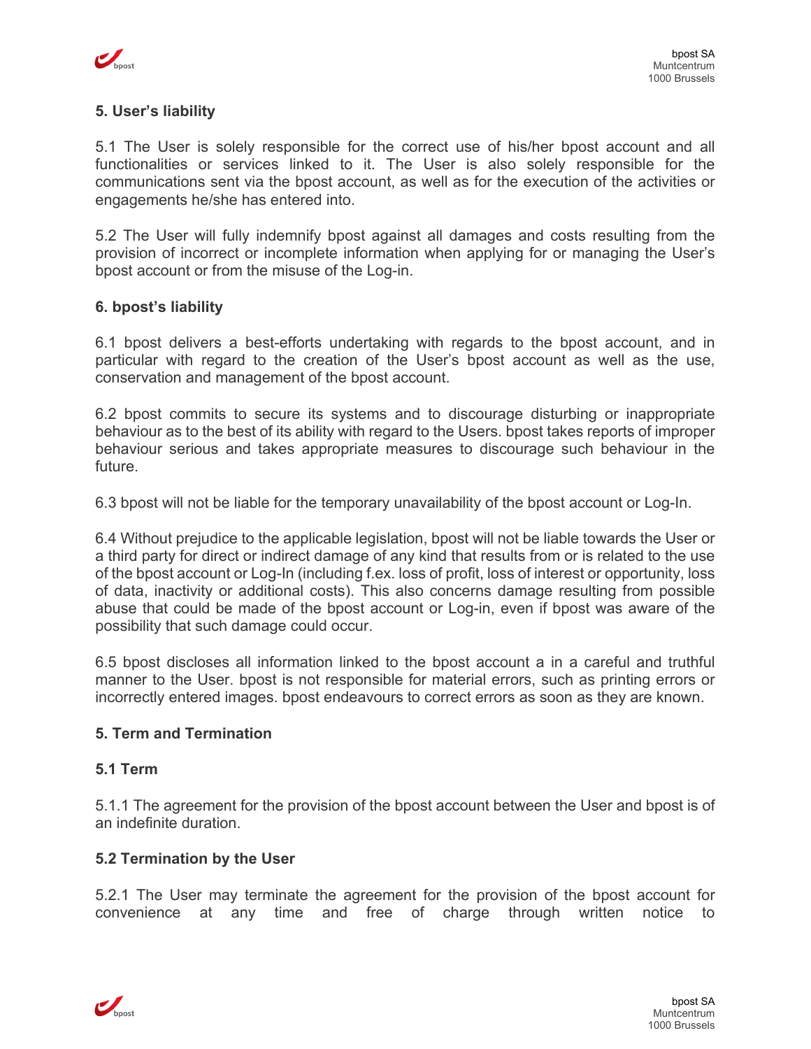## 5. User's liability

5.1 The User is solely responsible for the correct use of his/her bpost account and all functionalities or services linked to it. The User is also solely responsible for the communications sent via the bpost account, as well as for the execution of the activities or engagements he/she has entered into.

5.2 The User will fully indemnify bpost against all damages and costs resulting from the provision of incorrect or incomplete information when applying for or managing the User's bpost account or from the misuse of the Log-in.

## 6. bpost's liability

6.1 bpost delivers a best-efforts undertaking with regards to the bpost account, and in particular with regard to the creation of the User's bpost account as well as the use, conservation and management of the bpost account.

6.2 bpost commits to secure its systems and to discourage disturbing or inappropriate behaviour as to the best of its ability with regard to the Users. bpost takes reports of improper behaviour serious and takes appropriate measures to discourage such behaviour in the future.

6.3 bpost will not be liable for the temporary unavailability of the bpost account or Log-In.

6.4 Without prejudice to the applicable legislation, bpost will not be liable towards the User or a third party for direct or indirect damage of any kind that results from or is related to the use of the bpost account or Log-In (including f.ex. loss of profit, loss of interest or opportunity, loss of data, inactivity or additional costs). This also concerns damage resulting from possible abuse that could be made of the bpost account or Log-in, even if bpost was aware of the possibility that such damage could occur.

6.5 bpost discloses all information linked to the bpost account a in a careful and truthful manner to the User. bpost is not responsible for material errors, such as printing errors or incorrectly entered images. bpost endeavours to correct errors as soon as they are known.

## 5. Term and Termination

### 5.1 Term

5.1.1 The agreement for the provision of the bpost account between the User and bpost is of an indefinite duration.

### 5.2 Termination by the User

5.2.1 The User may terminate the agreement for the provision of the bpost account for convenience at any time and free of charge through written notice to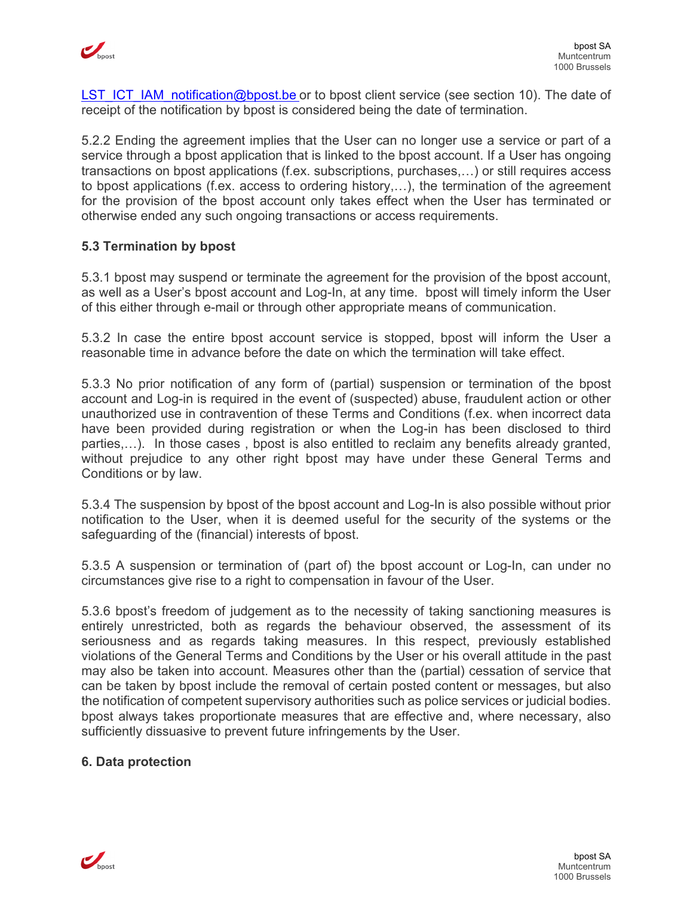LST_ICT_IAM_notification@bpost.be or to bpost client service (see section 10). The date of receipt of the notification by bpost is considered being the date of termination.

5.2.2 Ending the agreement implies that the User can no longer use a service or part of a service through a bpost application that is linked to the bpost account. If a User has ongoing transactions on bpost applications (f.ex. subscriptions, purchases,…) or still requires access to bpost applications (f.ex. access to ordering history,…), the termination of the agreement for the provision of the bpost account only takes effect when the User has terminated or otherwise ended any such ongoing transactions or access requirements.

### 5.3 Termination by bpost

5.3.1 bpost may suspend or terminate the agreement for the provision of the bpost account, as well as a User's bpost account and Log-In, at any time. bpost will timely inform the User of this either through e-mail or through other appropriate means of communication.

5.3.2 In case the entire bpost account service is stopped, bpost will inform the User a reasonable time in advance before the date on which the termination will take effect.

5.3.3 No prior notification of any form of (partial) suspension or termination of the bpost account and Log-in is required in the event of (suspected) abuse, fraudulent action or other unauthorized use in contravention of these Terms and Conditions (f.ex. when incorrect data have been provided during registration or when the Log-in has been disclosed to third parties,…). In those cases , bpost is also entitled to reclaim any benefits already granted, without prejudice to any other right bpost may have under these General Terms and Conditions or by law.

5.3.4 The suspension by bpost of the bpost account and Log-In is also possible without prior notification to the User, when it is deemed useful for the security of the systems or the safeguarding of the (financial) interests of bpost.

5.3.5 A suspension or termination of (part of) the bpost account or Log-In, can under no circumstances give rise to a right to compensation in favour of the User.

5.3.6 bpost's freedom of judgement as to the necessity of taking sanctioning measures is entirely unrestricted, both as regards the behaviour observed, the assessment of its seriousness and as regards taking measures. In this respect, previously established violations of the General Terms and Conditions by the User or his overall attitude in the past may also be taken into account. Measures other than the (partial) cessation of service that can be taken by bpost include the removal of certain posted content or messages, but also the notification of competent supervisory authorities such as police services or judicial bodies. bpost always takes proportionate measures that are effective and, where necessary, also sufficiently dissuasive to prevent future infringements by the User.

## 6. Data protection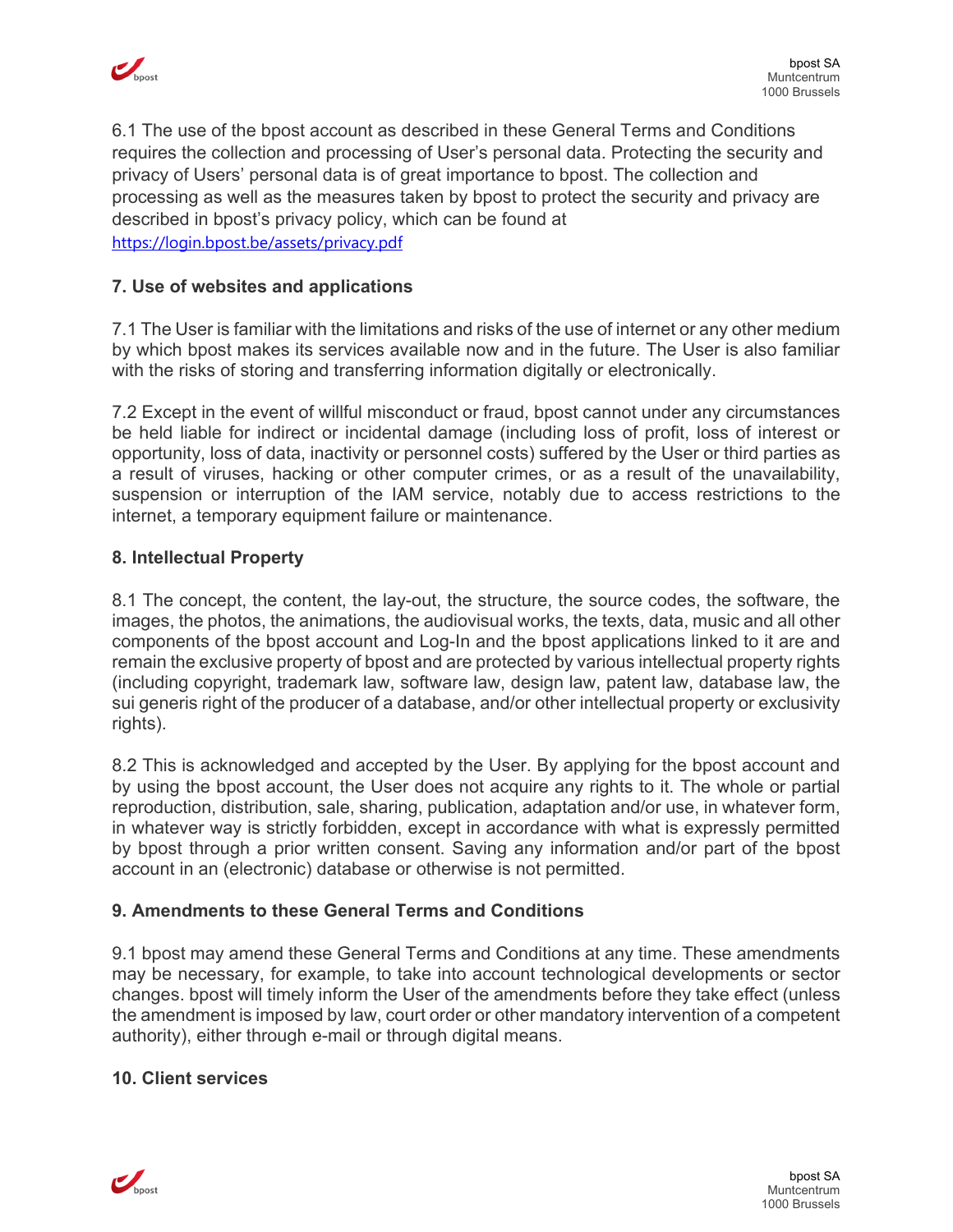6.1 The use of the bpost account as described in these General Terms and Conditions requires the collection and processing of User's personal data. Protecting the security and privacy of Users' personal data is of great importance to bpost. The collection and processing as well as the measures taken by bpost to protect the security and privacy are described in bpost's privacy policy, which can be found at https://login.bpost.be/assets/privacy.pdf

### 7. Use of websites and applications

7.1 The User is familiar with the limitations and risks of the use of internet or any other medium by which bpost makes its services available now and in the future. The User is also familiar with the risks of storing and transferring information digitally or electronically.

7.2 Except in the event of willful misconduct or fraud, bpost cannot under any circumstances be held liable for indirect or incidental damage (including loss of profit, loss of interest or opportunity, loss of data, inactivity or personnel costs) suffered by the User or third parties as a result of viruses, hacking or other computer crimes, or as a result of the unavailability, suspension or interruption of the IAM service, notably due to access restrictions to the internet, a temporary equipment failure or maintenance.

### 8. Intellectual Property

8.1 The concept, the content, the lay-out, the structure, the source codes, the software, the images, the photos, the animations, the audiovisual works, the texts, data, music and all other components of the bpost account and Log-In and the bpost applications linked to it are and remain the exclusive property of bpost and are protected by various intellectual property rights (including copyright, trademark law, software law, design law, patent law, database law, the sui generis right of the producer of a database, and/or other intellectual property or exclusivity rights).

8.2 This is acknowledged and accepted by the User. By applying for the bpost account and by using the bpost account, the User does not acquire any rights to it. The whole or partial reproduction, distribution, sale, sharing, publication, adaptation and/or use, in whatever form, in whatever way is strictly forbidden, except in accordance with what is expressly permitted by bpost through a prior written consent. Saving any information and/or part of the bpost account in an (electronic) database or otherwise is not permitted.

### 9. Amendments to these General Terms and Conditions

9.1 bpost may amend these General Terms and Conditions at any time. These amendments may be necessary, for example, to take into account technological developments or sector changes. bpost will timely inform the User of the amendments before they take effect (unless the amendment is imposed by law, court order or other mandatory intervention of a competent authority), either through e-mail or through digital means.

### 10. Client services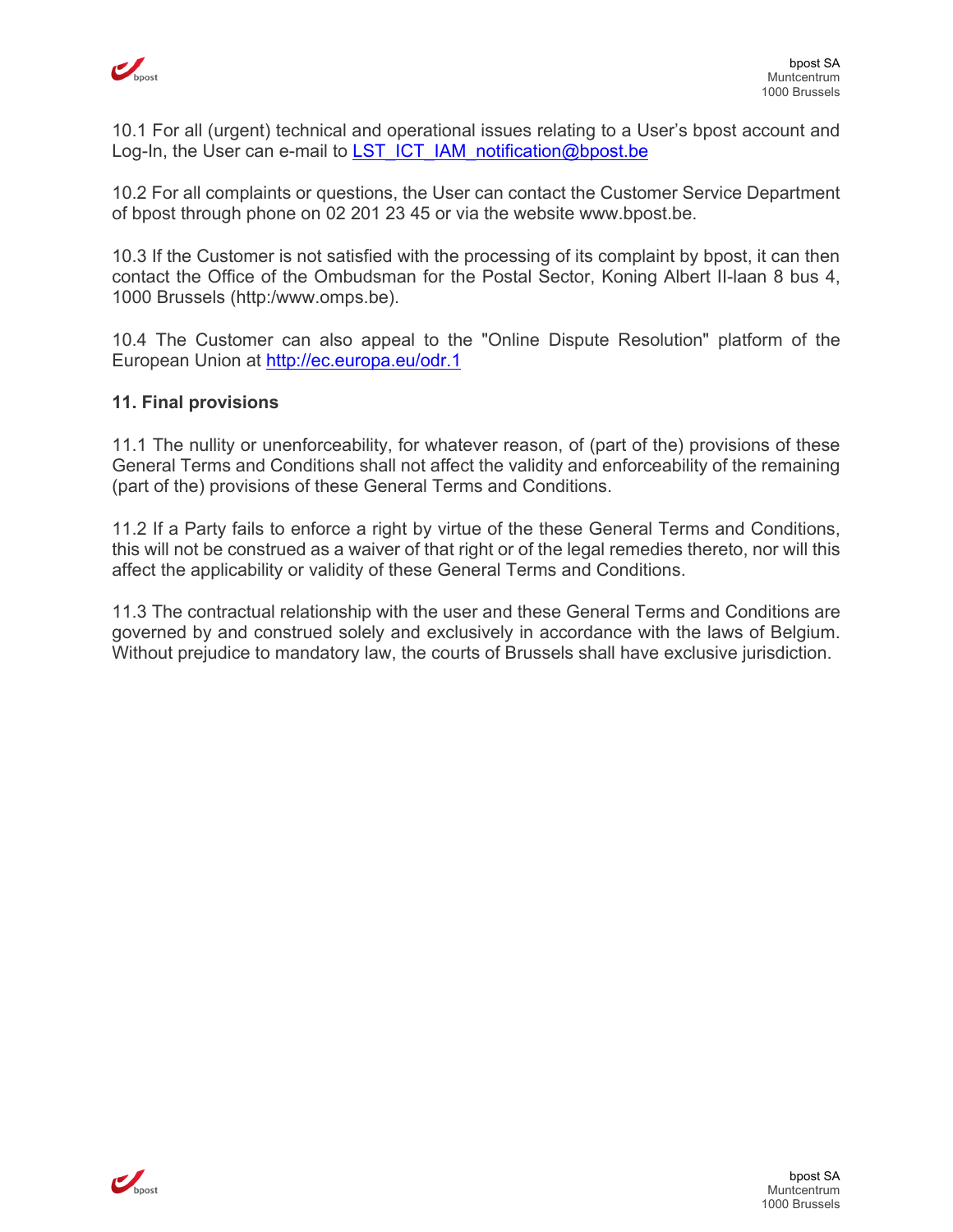10.1 For all (urgent) technical and operational issues relating to a User's bpost account and Log-In, the User can e-mail to LST_ICT_IAM_notification@bpost.be

10.2 For all complaints or questions, the User can contact the Customer Service Department of bpost through phone on 02 201 23 45 or via the website www.bpost.be.

10.3 If the Customer is not satisfied with the processing of its complaint by bpost, it can then contact the Office of the Ombudsman for the Postal Sector, Koning Albert II-laan 8 bus 4, 1000 Brussels (http:/www.omps.be).

10.4 The Customer can also appeal to the "Online Dispute Resolution" platform of the European Union at http://ec.europa.eu/odr.1

**11. Final provisions**

11.1 The nullity or unenforceability, for whatever reason, of (part of the) provisions of these General Terms and Conditions shall not affect the validity and enforceability of the remaining (part of the) provisions of these General Terms and Conditions.

11.2 If a Party fails to enforce a right by virtue of the these General Terms and Conditions, this will not be construed as a waiver of that right or of the legal remedies thereto, nor will this affect the applicability or validity of these General Terms and Conditions.

11.3 The contractual relationship with the user and these General Terms and Conditions are governed by and construed solely and exclusively in accordance with the laws of Belgium. Without prejudice to mandatory law, the courts of Brussels shall have exclusive jurisdiction.